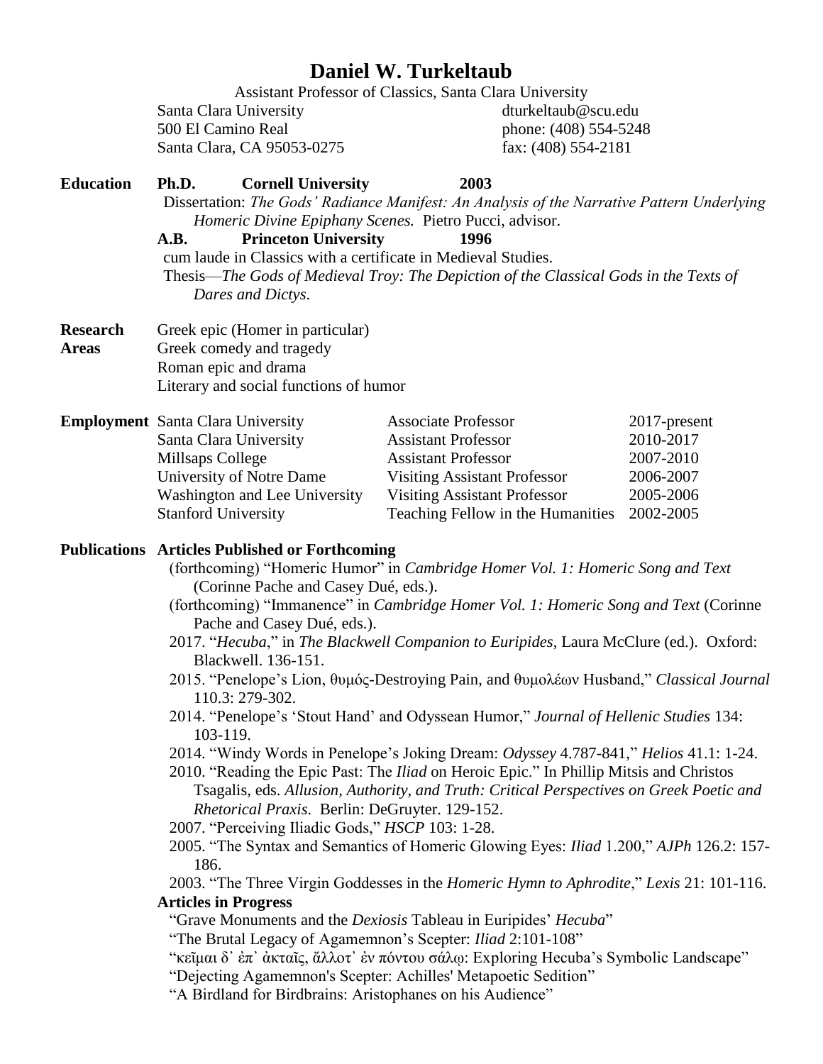# Daniel W. Turkeltaub

Assistant Professor of Classics, Santa Clara University

Santa Clara University
500 El Camino Real
Santa Clara, CA 95053-0275

dturkeltaub@scu.edu
phone: (408) 554-5248
fax: (408) 554-2181

## Education

**Ph.D.** **Cornell University** **2003**

Dissertation: *The Gods' Radiance Manifest: An Analysis of the Narrative Pattern Underlying Homeric Divine Epiphany Scenes.* Pietro Pucci, advisor.

**A.B.** **Princeton University** **1996**

cum laude in Classics with a certificate in Medieval Studies.

Thesis—*The Gods of Medieval Troy: The Depiction of the Classical Gods in the Texts of Dares and Dictys*.

## Research Areas

Greek epic (Homer in particular)
Greek comedy and tragedy
Roman epic and drama
Literary and social functions of humor

## Employment

| Santa Clara University | Associate Professor | 2017-present |
|---|---|---|
| Santa Clara University | Assistant Professor | 2010-2017 |
| Millsaps College | Assistant Professor | 2007-2010 |
| University of Notre Dame | Visiting Assistant Professor | 2006-2007 |
| Washington and Lee University | Visiting Assistant Professor | 2005-2006 |
| Stanford University | Teaching Fellow in the Humanities | 2002-2005 |

## Publications

### Articles Published or Forthcoming

(forthcoming) "Homeric Humor" in *Cambridge Homer Vol. 1: Homeric Song and Text* (Corinne Pache and Casey Dué, eds.).

(forthcoming) "Immanence" in *Cambridge Homer Vol. 1: Homeric Song and Text* (Corinne Pache and Casey Dué, eds.).

2017. "*Hecuba*," in *The Blackwell Companion to Euripides*, Laura McClure (ed.). Oxford: Blackwell. 136-151.

2015. "Penelope's Lion, θυμός-Destroying Pain, and θυμολέων Husband," *Classical Journal* 110.3: 279-302.

2014. "Penelope's 'Stout Hand' and Odyssean Humor," *Journal of Hellenic Studies* 134: 103-119.

2014. "Windy Words in Penelope's Joking Dream: *Odyssey* 4.787-841," *Helios* 41.1: 1-24.

2010. "Reading the Epic Past: The *Iliad* on Heroic Epic." In Phillip Mitsis and Christos Tsagalis, eds. *Allusion, Authority, and Truth: Critical Perspectives on Greek Poetic and Rhetorical Praxis*. Berlin: DeGruyter. 129-152.

2007. "Perceiving Iliadic Gods," *HSCP* 103: 1-28.

2005. "The Syntax and Semantics of Homeric Glowing Eyes: *Iliad* 1.200," *AJPh* 126.2: 157-186.

2003. "The Three Virgin Goddesses in the *Homeric Hymn to Aphrodite*," *Lexis* 21: 101-116.

### Articles in Progress

"Grave Monuments and the *Dexiosis* Tableau in Euripides' *Hecuba*"

"The Brutal Legacy of Agamemnon's Scepter: *Iliad* 2:101-108"

"κεῖμαι δ᾽ ἐπ᾽ ἀκταῖς, ἄλλοτ᾽ ἐν πόντου σάλῳ: Exploring Hecuba's Symbolic Landscape"

"Dejecting Agamemnon's Scepter: Achilles' Metapoetic Sedition"

"A Birdland for Birdbrains: Aristophanes on his Audience"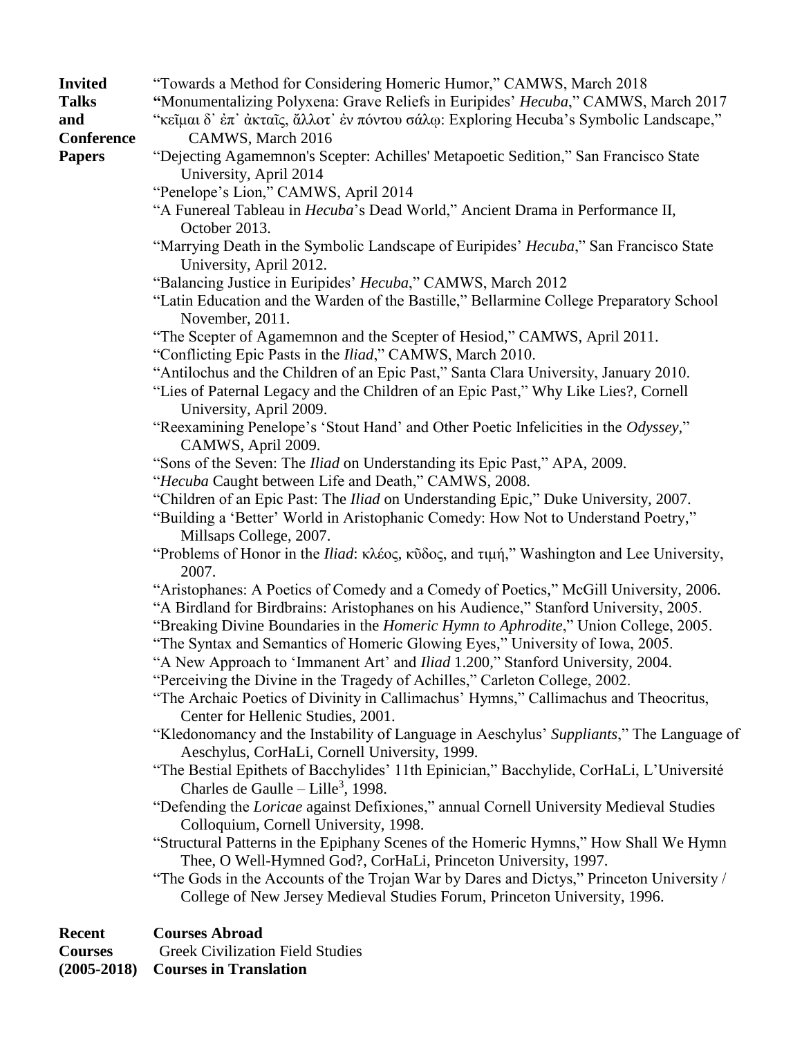**Invited Talks and Conference Papers**

"Towards a Method for Considering Homeric Humor," CAMWS, March 2018

"Monumentalizing Polyxena: Grave Reliefs in Euripides' *Hecuba*," CAMWS, March 2017

"κεῖμαι δ᾽ ἐπ᾽ ἀκταῖς, ἄλλοτ᾽ ἐν πόντου σάλῳ: Exploring Hecuba's Symbolic Landscape," CAMWS, March 2016

"Dejecting Agamemnon's Scepter: Achilles' Metapoetic Sedition," San Francisco State University, April 2014

"Penelope's Lion," CAMWS, April 2014

"A Funereal Tableau in *Hecuba*'s Dead World," Ancient Drama in Performance II, October 2013.

"Marrying Death in the Symbolic Landscape of Euripides' *Hecuba*," San Francisco State University, April 2012.

"Balancing Justice in Euripides' *Hecuba*," CAMWS, March 2012

"Latin Education and the Warden of the Bastille," Bellarmine College Preparatory School November, 2011.

"The Scepter of Agamemnon and the Scepter of Hesiod," CAMWS, April 2011.

"Conflicting Epic Pasts in the *Iliad*," CAMWS, March 2010.

"Antilochus and the Children of an Epic Past," Santa Clara University, January 2010.

"Lies of Paternal Legacy and the Children of an Epic Past," Why Like Lies?, Cornell University, April 2009.

"Reexamining Penelope's 'Stout Hand' and Other Poetic Infelicities in the *Odyssey*," CAMWS, April 2009.

"Sons of the Seven: The *Iliad* on Understanding its Epic Past," APA, 2009.

"*Hecuba* Caught between Life and Death," CAMWS, 2008.

"Children of an Epic Past: The *Iliad* on Understanding Epic," Duke University, 2007.

"Building a 'Better' World in Aristophanic Comedy: How Not to Understand Poetry," Millsaps College, 2007.

"Problems of Honor in the *Iliad*: κλέος, κῦδος, and τιμή," Washington and Lee University, 2007.

"Aristophanes: A Poetics of Comedy and a Comedy of Poetics," McGill University, 2006.

"A Birdland for Birdbrains: Aristophanes on his Audience," Stanford University, 2005.

"Breaking Divine Boundaries in the *Homeric Hymn to Aphrodite*," Union College, 2005.

"The Syntax and Semantics of Homeric Glowing Eyes," University of Iowa, 2005.

"A New Approach to 'Immanent Art' and *Iliad* 1.200," Stanford University, 2004.

"Perceiving the Divine in the Tragedy of Achilles," Carleton College, 2002.

"The Archaic Poetics of Divinity in Callimachus' Hymns," Callimachus and Theocritus, Center for Hellenic Studies, 2001.

"Kledonomancy and the Instability of Language in Aeschylus' *Suppliants*," The Language of Aeschylus, CorHaLi, Cornell University, 1999.

"The Bestial Epithets of Bacchylides' 11th Epinician," Bacchylide, CorHaLi, L'Université Charles de Gaulle – Lille$^3$, 1998.

"Defending the *Loricae* against Defixiones," annual Cornell University Medieval Studies Colloquium, Cornell University, 1998.

"Structural Patterns in the Epiphany Scenes of the Homeric Hymns," How Shall We Hymn Thee, O Well-Hymned God?, CorHaLi, Princeton University, 1997.

"The Gods in the Accounts of the Trojan War by Dares and Dictys," Princeton University / College of New Jersey Medieval Studies Forum, Princeton University, 1996.

**Recent Courses (2005-2018)**

**Courses Abroad**

Greek Civilization Field Studies

**Courses in Translation**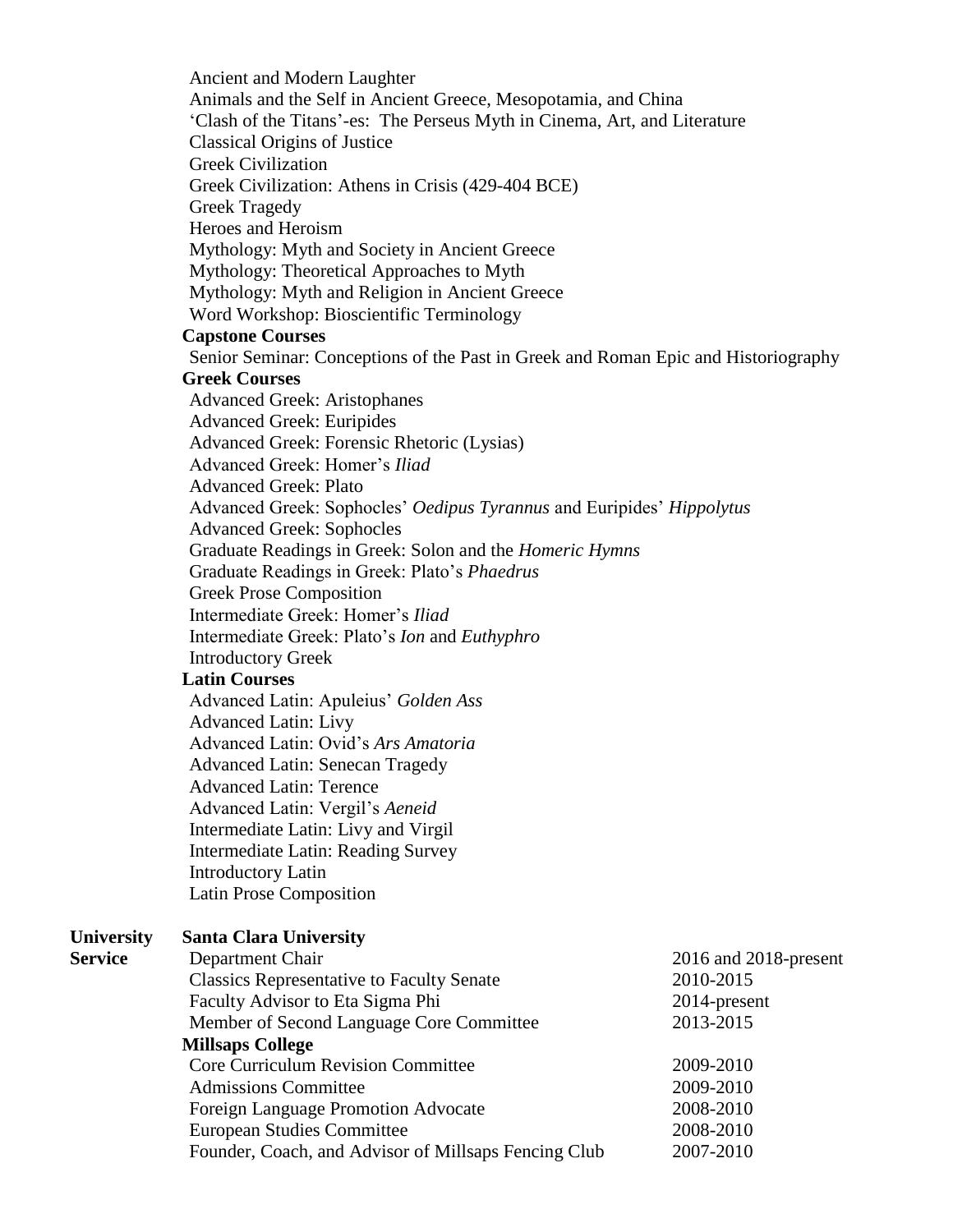Ancient and Modern Laughter
Animals and the Self in Ancient Greece, Mesopotamia, and China
'Clash of the Titans'-es: The Perseus Myth in Cinema, Art, and Literature
Classical Origins of Justice
Greek Civilization
Greek Civilization: Athens in Crisis (429-404 BCE)
Greek Tragedy
Heroes and Heroism
Mythology: Myth and Society in Ancient Greece
Mythology: Theoretical Approaches to Myth
Mythology: Myth and Religion in Ancient Greece
Word Workshop: Bioscientific Terminology

**Capstone Courses**

Senior Seminar: Conceptions of the Past in Greek and Roman Epic and Historiography

**Greek Courses**

Advanced Greek: Aristophanes
Advanced Greek: Euripides
Advanced Greek: Forensic Rhetoric (Lysias)
Advanced Greek: Homer's *Iliad*
Advanced Greek: Plato
Advanced Greek: Sophocles' *Oedipus Tyrannus* and Euripides' *Hippolytus*
Advanced Greek: Sophocles
Graduate Readings in Greek: Solon and the *Homeric Hymns*
Graduate Readings in Greek: Plato's *Phaedrus*
Greek Prose Composition
Intermediate Greek: Homer's *Iliad*
Intermediate Greek: Plato's *Ion* and *Euthyphro*
Introductory Greek

**Latin Courses**

Advanced Latin: Apuleius' *Golden Ass*
Advanced Latin: Livy
Advanced Latin: Ovid's *Ars Amatoria*
Advanced Latin: Senecan Tragedy
Advanced Latin: Terence
Advanced Latin: Vergil's *Aeneid*
Intermediate Latin: Livy and Virgil
Intermediate Latin: Reading Survey
Introductory Latin
Latin Prose Composition

## University Service

**Santa Clara University**

| | |
|---|---|
| Department Chair | 2016 and 2018-present |
| Classics Representative to Faculty Senate | 2010-2015 |
| Faculty Advisor to Eta Sigma Phi | 2014-present |
| Member of Second Language Core Committee | 2013-2015 |

**Millsaps College**

| | |
|---|---|
| Core Curriculum Revision Committee | 2009-2010 |
| Admissions Committee | 2009-2010 |
| Foreign Language Promotion Advocate | 2008-2010 |
| European Studies Committee | 2008-2010 |
| Founder, Coach, and Advisor of Millsaps Fencing Club | 2007-2010 |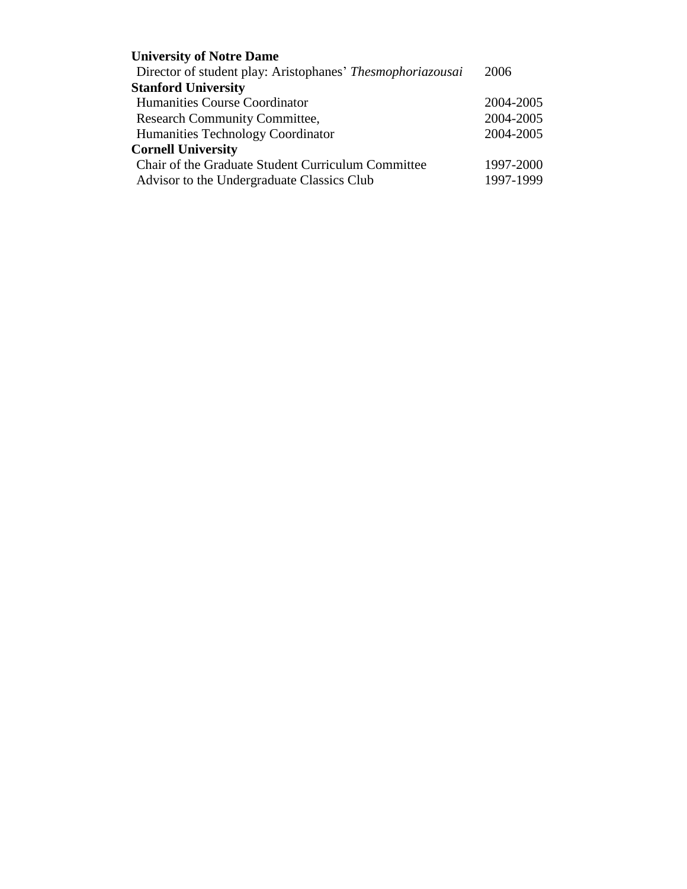**University of Notre Dame**

| | |
|---|---|
| Director of student play: Aristophanes' *Thesmophoriazousai* | 2006 |

**Stanford University**

| | |
|---|---|
| Humanities Course Coordinator | 2004-2005 |
| Research Community Committee, | 2004-2005 |
| Humanities Technology Coordinator | 2004-2005 |

**Cornell University**

| | |
|---|---|
| Chair of the Graduate Student Curriculum Committee | 1997-2000 |
| Advisor to the Undergraduate Classics Club | 1997-1999 |